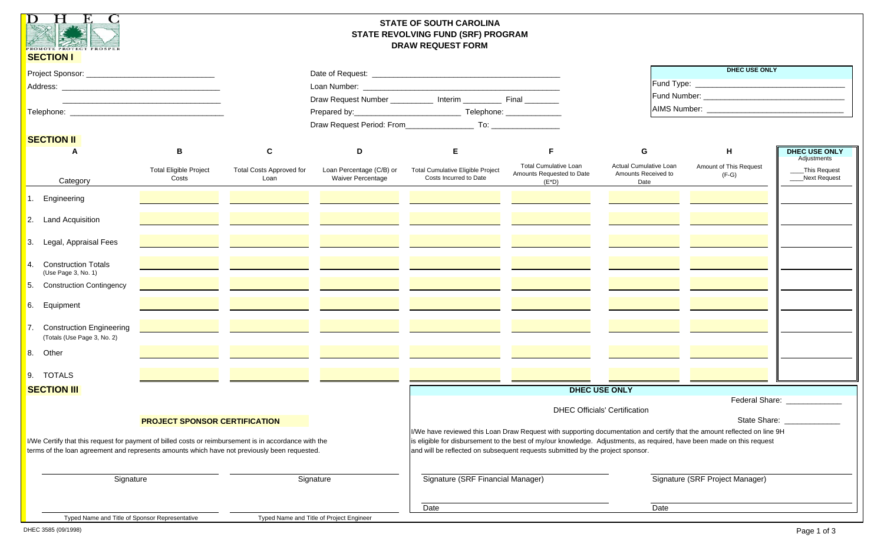DHEC
PROMOTE PROTECT PROSPER

# STATE OF SOUTH CAROLINA
# STATE REVOLVING FUND (SRF) PROGRAM
# DRAW REQUEST FORM

## SECTION I

Project Sponsor: ____________________________

Address: ____________________________________

____________________________________

Telephone: ___________________________________

Date of Request: ___________________________________________

Loan Number: _____________________________________________

Draw Request Number _________ Interim ________ Final _______

Prepared by:________________________ Telephone: ____________

Draw Request Period: From_______________ To: _______________

| DHEC USE ONLY |
|---|
| Fund Type: ________________________________ |
| Fund Number: ______________________________ |
| AIMS Number: ______________________________ |

## SECTION II

| A<br>Category | B<br>Total Eligible Project Costs | C<br>Total Costs Approved for Loan | D<br>Loan Percentage (C/B) or Waiver Percentage | E<br>Total Cumulative Eligible Project Costs Incurred to Date | F<br>Total Cumulative Loan Amounts Requested to Date (E*D) | G<br>Actual Cumulative Loan Amounts Received to Date | H<br>Amount of This Request (F-G) | DHEC USE ONLY<br>Adjustments<br>____This Request<br>____Next Request |
|---|---|---|---|---|---|---|---|---|
| 1. Engineering | | | | | | | | |
| 2. Land Acquisition | | | | | | | | |
| 3. Legal, Appraisal Fees | | | | | | | | |
| 4. Construction Totals (Use Page 3, No. 1) | | | | | | | | |
| 5. Construction Contingency | | | | | | | | |
| 6. Equipment | | | | | | | | |
| 7. Construction Engineering (Totals (Use Page 3, No. 2) | | | | | | | | |
| 8. Other | | | | | | | | |
| 9. TOTALS | | | | | | | | |

## SECTION III

**PROJECT SPONSOR CERTIFICATION**

I/We Certify that this request for payment of billed costs or reimbursement is in accordance with the terms of the loan agreement and represents amounts which have not previously been requested.

_________________________ Signature

_________________________ Signature

_________________________ Typed Name and Title of Sponsor Representative

_________________________ Typed Name and Title of Project Engineer

**DHEC USE ONLY**

DHEC Officials' Certification

Federal Share: ____________

State Share: ____________

I/We have reviewed this Loan Draw Request with supporting documentation and certify that the amount reflected on line 9H is eligible for disbursement to the best of my/our knowledge. Adjustments, as required, have been made on this request and will be reflected on subsequent requests submitted by the project sponsor.

_________________________ Signature (SRF Financial Manager)

_________________________ Signature (SRF Project Manager)

_________________________ Date

_________________________ Date

DHEC 3585 (09/1998)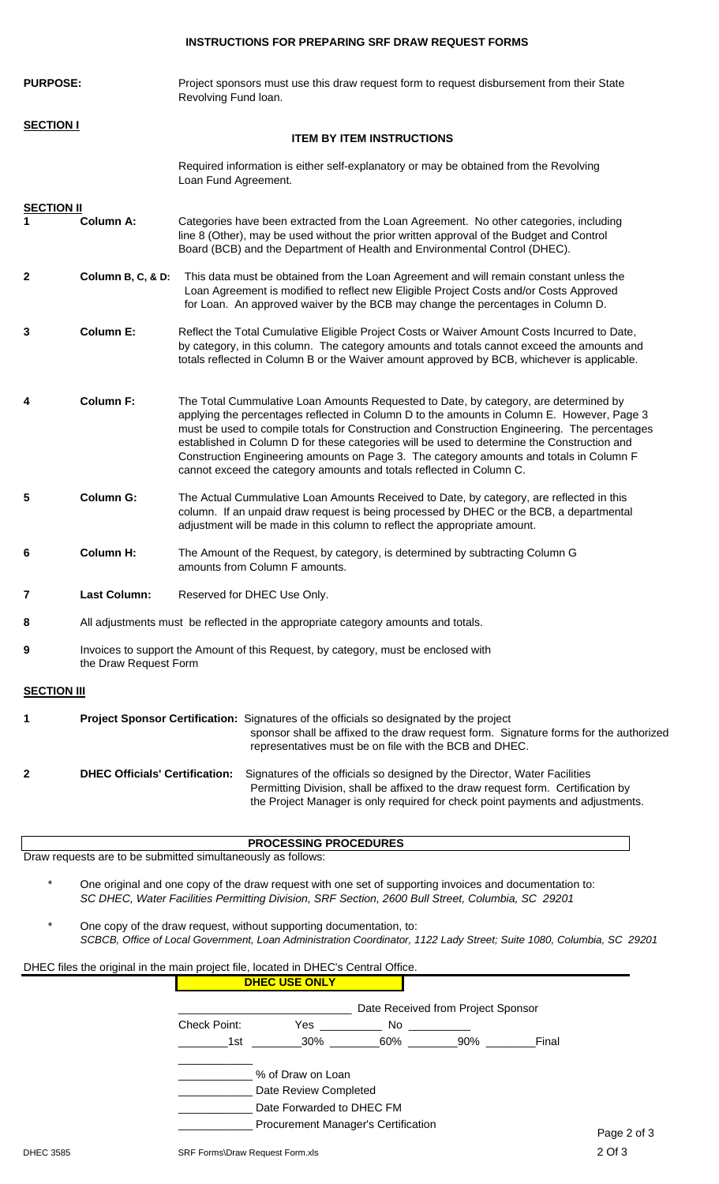# INSTRUCTIONS FOR PREPARING SRF DRAW REQUEST FORMS

**PURPOSE:** Project sponsors must use this draw request form to request disbursement from their State Revolving Fund loan.

## SECTION I

### ITEM BY ITEM INSTRUCTIONS

Required information is either self-explanatory or may be obtained from the Revolving Loan Fund Agreement.

## SECTION II

| | | |
|---|---|---|
| 1 | **Column A:** | Categories have been extracted from the Loan Agreement. No other categories, including line 8 (Other), may be used without the prior written approval of the Budget and Control Board (BCB) and the Department of Health and Environmental Control (DHEC). |
| 2 | **Column B, C, & D:** | This data must be obtained from the Loan Agreement and will remain constant unless the Loan Agreement is modified to reflect new Eligible Project Costs and/or Costs Approved for Loan. An approved waiver by the BCB may change the percentages in Column D. |
| 3 | **Column E:** | Reflect the Total Cumulative Eligible Project Costs or Waiver Amount Costs Incurred to Date, by category, in this column. The category amounts and totals cannot exceed the amounts and totals reflected in Column B or the Waiver amount approved by BCB, whichever is applicable. |
| 4 | **Column F:** | The Total Cummulative Loan Amounts Requested to Date, by category, are determined by applying the percentages reflected in Column D to the amounts in Column E. However, Page 3 must be used to compile totals for Construction and Construction Engineering. The percentages established in Column D for these categories will be used to determine the Construction and Construction Engineering amounts on Page 3. The category amounts and totals in Column F cannot exceed the category amounts and totals reflected in Column C. |
| 5 | **Column G:** | The Actual Cummulative Loan Amounts Received to Date, by category, are reflected in this column. If an unpaid draw request is being processed by DHEC or the BCB, a departmental adjustment will be made in this column to reflect the appropriate amount. |
| 6 | **Column H:** | The Amount of the Request, by category, is determined by subtracting Column G amounts from Column F amounts. |
| 7 | **Last Column:** | Reserved for DHEC Use Only. |

8 All adjustments must be reflected in the appropriate category amounts and totals.

9 Invoices to support the Amount of this Request, by category, must be enclosed with the Draw Request Form

## SECTION III

1 **Project Sponsor Certification:** Signatures of the officials so designated by the project sponsor shall be affixed to the draw request form. Signature forms for the authorized representatives must be on file with the BCB and DHEC.

2 **DHEC Officials' Certification:** Signatures of the officials so designed by the Director, Water Facilities Permitting Division, shall be affixed to the draw request form. Certification by the Project Manager is only required for check point payments and adjustments.

## PROCESSING PROCEDURES

Draw requests are to be submitted simultaneously as follows:

\* One original and one copy of the draw request with one set of supporting invoices and documentation to: *SC DHEC, Water Facilities Permitting Division, SRF Section, 2600 Bull Street, Columbia, SC 29201*

\* One copy of the draw request, without supporting documentation, to: *SCBCB, Office of Local Government, Loan Administration Coordinator, 1122 Lady Street; Suite 1080, Columbia, SC 29201*

DHEC files the original in the main project file, located in DHEC's Central Office.

**DHEC USE ONLY**

\_\_\_\_\_\_\_\_\_\_\_\_\_\_\_\_\_\_\_\_ Date Received from Project Sponsor

Check Point: Yes \_\_\_\_\_\_\_\_ No \_\_\_\_\_\_\_\_

\_\_\_\_\_\_ 1st \_\_\_\_\_\_ 30% \_\_\_\_\_\_ 60% \_\_\_\_\_\_ 90% \_\_\_\_\_\_ Final

\_\_\_\_\_\_\_\_\_\_

\_\_\_\_\_\_\_\_\_\_ % of Draw on Loan

\_\_\_\_\_\_\_\_\_\_ Date Review Completed

\_\_\_\_\_\_\_\_\_\_ Date Forwarded to DHEC FM

\_\_\_\_\_\_\_\_\_\_ Procurement Manager's Certification

DHEC 3585 SRF Forms\Draw Request Form.xls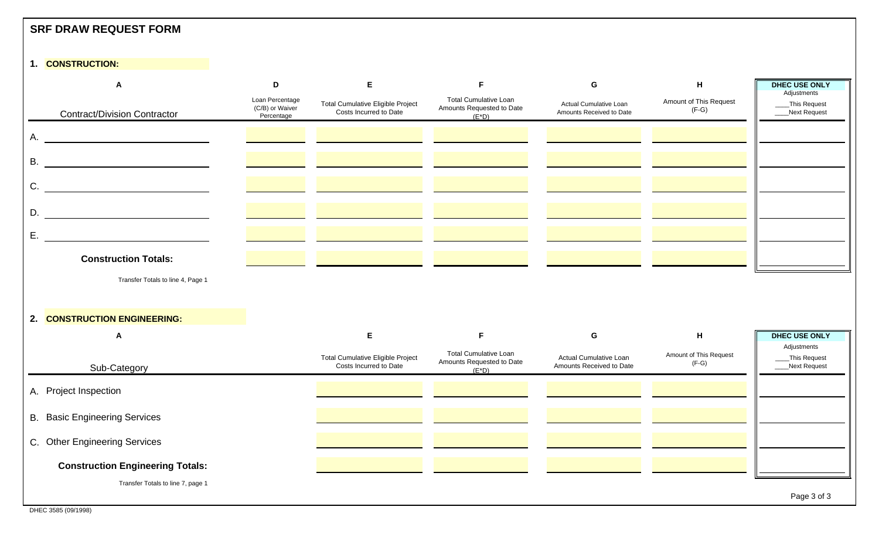# SRF DRAW REQUEST FORM

## 1. CONSTRUCTION:

| A<br>Contract/Division Contractor | D<br>Loan Percentage (C/B) or Waiver Percentage | E<br>Total Cumulative Eligible Project Costs Incurred to Date | F<br>Total Cumulative Loan Amounts Requested to Date (E*D) | G<br>Actual Cumulative Loan Amounts Received to Date | H<br>Amount of This Request (F-G) | DHEC USE ONLY<br>Adjustments<br>____This Request<br>____Next Request |
|---|---|---|---|---|---|---|
| A. | | | | | | |
| B. | | | | | | |
| C. | | | | | | |
| D. | | | | | | |
| E. | | | | | | |
| **Construction Totals:** | | | | | | |

Transfer Totals to line 4, Page 1

## 2. CONSTRUCTION ENGINEERING:

| A<br>Sub-Category | E<br>Total Cumulative Eligible Project Costs Incurred to Date | F<br>Total Cumulative Loan Amounts Requested to Date (E*D) | G<br>Actual Cumulative Loan Amounts Received to Date | H<br>Amount of This Request (F-G) | DHEC USE ONLY<br>Adjustments<br>____This Request<br>____Next Request |
|---|---|---|---|---|---|
| A. Project Inspection | | | | | |
| B. Basic Engineering Services | | | | | |
| C. Other Engineering Services | | | | | |
| **Construction Engineering Totals:** | | | | | |

Transfer Totals to line 7, page 1

DHEC 3585 (09/1998)